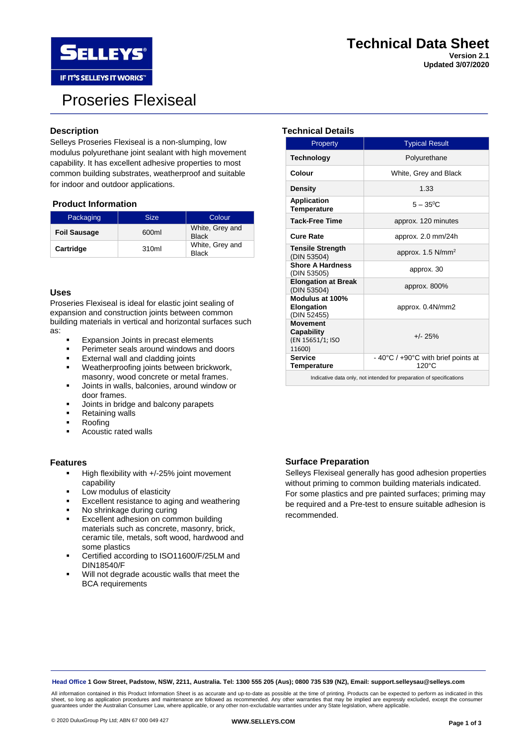# Technical Data Sheet

**Version 2.1**
**Updated 3/07/2020**

# Proseries Flexiseal

## Description

Selleys Proseries Flexiseal is a non-slumping, low modulus polyurethane joint sealant with high movement capability. It has excellent adhesive properties to most common building substrates, weatherproof and suitable for indoor and outdoor applications.

## Product Information

| Packaging | Size | Colour |
|---|---|---|
| **Foil Sausage** | 600ml | White, Grey and Black |
| **Cartridge** | 310ml | White, Grey and Black |

## Uses

Proseries Flexiseal is ideal for elastic joint sealing of expansion and construction joints between common building materials in vertical and horizontal surfaces such as:

- Expansion Joints in precast elements
- Perimeter seals around windows and doors
- External wall and cladding joints
- Weatherproofing joints between brickwork, masonry, wood concrete or metal frames.
- Joints in walls, balconies, around window or door frames.
- Joints in bridge and balcony parapets
- Retaining walls
- Roofing
- Acoustic rated walls

## Features

- High flexibility with +/-25% joint movement capability
- Low modulus of elasticity
- Excellent resistance to aging and weathering
- No shrinkage during curing
- Excellent adhesion on common building materials such as concrete, masonry, brick, ceramic tile, metals, soft wood, hardwood and some plastics
- Certified according to ISO11600/F/25LM and DIN18540/F
- Will not degrade acoustic walls that meet the BCA requirements

## Technical Details

| Property | Typical Result |
|---|---|
| **Technology** | Polyurethane |
| **Colour** | White, Grey and Black |
| **Density** | 1.33 |
| **Application Temperature** | 5 – 35$^0$C |
| **Tack-Free Time** | approx. 120 minutes |
| **Cure Rate** | approx. 2.0 mm/24h |
| **Tensile Strength** (DIN 53504) | approx. 1.5 N/mm$^2$ |
| **Shore A Hardness** (DIN 53505) | approx. 30 |
| **Elongation at Break** (DIN 53504) | approx. 800% |
| **Modulus at 100% Elongation** (DIN 52455) | approx. 0.4N/mm2 |
| **Movement Capability** (EN 15651/1; ISO 11600) | +/- 25% |
| **Service Temperature** | - 40°C / +90°C with brief points at 120°C |
| Indicative data only, not intended for preparation of specifications | |

## Surface Preparation

Selleys Flexiseal generally has good adhesion properties without priming to common building materials indicated. For some plastics and pre painted surfaces; priming may be required and a Pre-test to ensure suitable adhesion is recommended.

**Head Office** **1 Gowr Street, Padstow, NSW, 2211, Australia. Tel: 1300 555 205 (Aus); 0800 735 539 (NZ), Email: support.selleysau@selleys.com**

All information contained in this Product Information Sheet is as accurate and up-to-date as possible at the time of printing. Products can be expected to perform as indicated in this sheet, so long as application procedures and maintenance are followed as recommended. Any other warranties that may be implied are expressly excluded, except the consumer guarantees under the Australian Consumer Law, where applicable, or any other non-excludable warranties under any State legislation, where applicable.

© 2020 DuluxGroup Pty Ltd; ABN 67 000 049 427

**WWW.SELLEYS.COM**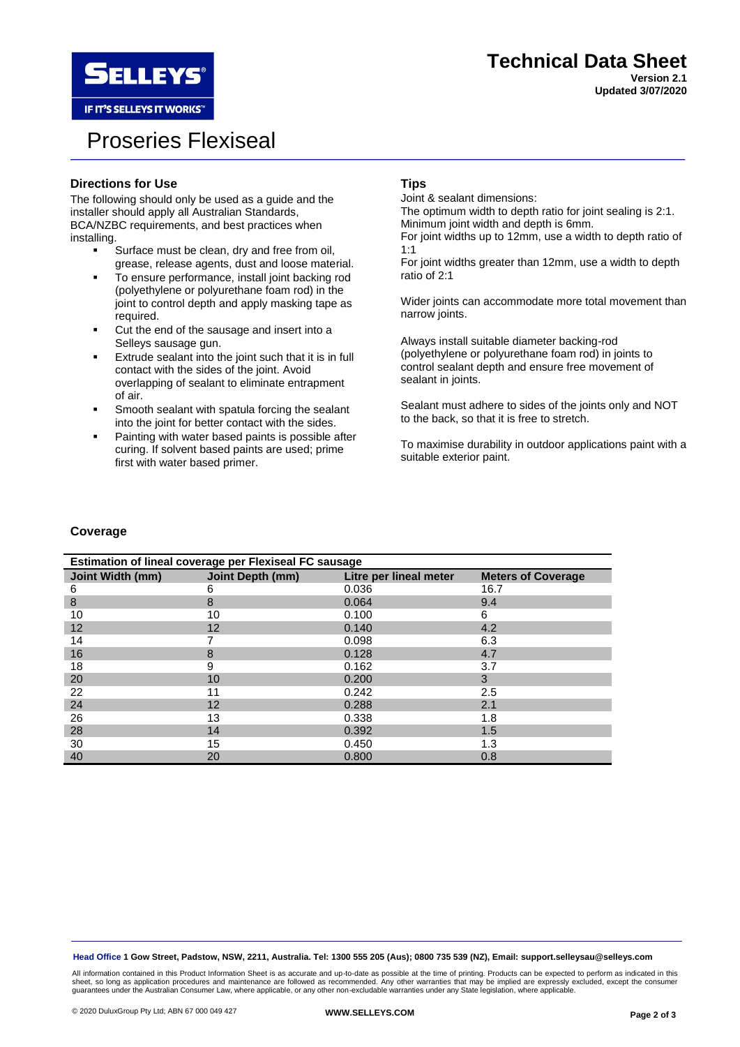# Technical Data Sheet

**Version 2.1**
**Updated 3/07/2020**

# Proseries Flexiseal

## Directions for Use

The following should only be used as a guide and the installer should apply all Australian Standards, BCA/NZBC requirements, and best practices when installing.

- Surface must be clean, dry and free from oil, grease, release agents, dust and loose material.
- To ensure performance, install joint backing rod (polyethylene or polyurethane foam rod) in the joint to control depth and apply masking tape as required.
- Cut the end of the sausage and insert into a Selleys sausage gun.
- Extrude sealant into the joint such that it is in full contact with the sides of the joint. Avoid overlapping of sealant to eliminate entrapment of air.
- Smooth sealant with spatula forcing the sealant into the joint for better contact with the sides.
- Painting with water based paints is possible after curing. If solvent based paints are used; prime first with water based primer.

## Tips

Joint & sealant dimensions:
The optimum width to depth ratio for joint sealing is 2:1.
Minimum joint width and depth is 6mm.
For joint widths up to 12mm, use a width to depth ratio of 1:1
For joint widths greater than 12mm, use a width to depth ratio of 2:1

Wider joints can accommodate more total movement than narrow joints.

Always install suitable diameter backing-rod (polyethylene or polyurethane foam rod) in joints to control sealant depth and ensure free movement of sealant in joints.

Sealant must adhere to sides of the joints only and NOT to the back, so that it is free to stretch.

To maximise durability in outdoor applications paint with a suitable exterior paint.

## Coverage

**Estimation of lineal coverage per Flexiseal FC sausage**

| Joint Width (mm) | Joint Depth (mm) | Litre per lineal meter | Meters of Coverage |
|---|---|---|---|
| 6 | 6 | 0.036 | 16.7 |
| 8 | 8 | 0.064 | 9.4 |
| 10 | 10 | 0.100 | 6 |
| 12 | 12 | 0.140 | 4.2 |
| 14 | 7 | 0.098 | 6.3 |
| 16 | 8 | 0.128 | 4.7 |
| 18 | 9 | 0.162 | 3.7 |
| 20 | 10 | 0.200 | 3 |
| 22 | 11 | 0.242 | 2.5 |
| 24 | 12 | 0.288 | 2.1 |
| 26 | 13 | 0.338 | 1.8 |
| 28 | 14 | 0.392 | 1.5 |
| 30 | 15 | 0.450 | 1.3 |
| 40 | 20 | 0.800 | 0.8 |

**Head Office 1 Gow Street, Padstow, NSW, 2211, Australia. Tel: 1300 555 205 (Aus); 0800 735 539 (NZ), Email: support.selleysau@selleys.com**

All information contained in this Product Information Sheet is as accurate and up-to-date as possible at the time of printing. Products can be expected to perform as indicated in this sheet, so long as application procedures and maintenance are followed as recommended. Any other warranties that may be implied are expressly excluded, except the consumer guarantees under the Australian Consumer Law, where applicable, or any other non-excludable warranties under any State legislation, where applicable.

© 2020 DuluxGroup Pty Ltd; ABN 67 000 049 427

**WWW.SELLEYS.COM**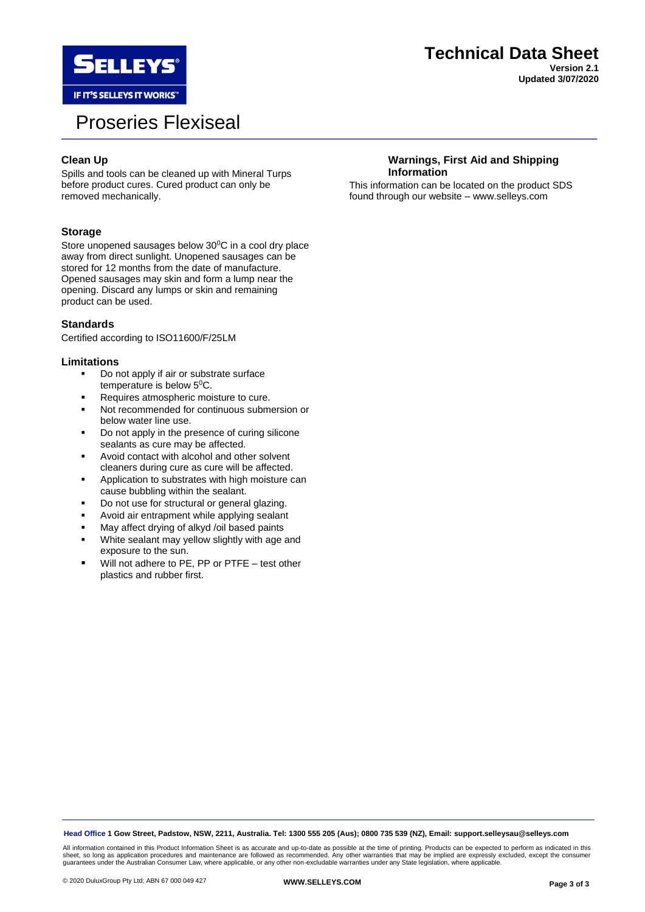# Technical Data Sheet

**Version 2.1**
**Updated 3/07/2020**

# Proseries Flexiseal

### Clean Up

Spills and tools can be cleaned up with Mineral Turps before product cures. Cured product can only be removed mechanically.

### Storage

Store unopened sausages below $30^0$C in a cool dry place away from direct sunlight. Unopened sausages can be stored for 12 months from the date of manufacture. Opened sausages may skin and form a lump near the opening. Discard any lumps or skin and remaining product can be used.

### Standards

Certified according to ISO11600/F/25LM

### Limitations

- Do not apply if air or substrate surface temperature is below $5^0$C.
- Requires atmospheric moisture to cure.
- Not recommended for continuous submersion or below water line use.
- Do not apply in the presence of curing silicone sealants as cure may be affected.
- Avoid contact with alcohol and other solvent cleaners during cure as cure will be affected.
- Application to substrates with high moisture can cause bubbling within the sealant.
- Do not use for structural or general glazing.
- Avoid air entrapment while applying sealant
- May affect drying of alkyd /oil based paints
- White sealant may yellow slightly with age and exposure to the sun.
- Will not adhere to PE, PP or PTFE – test other plastics and rubber first.

### Warnings, First Aid and Shipping Information

This information can be located on the product SDS found through our website – www.selleys.com

**Head Office 1 Gow Street, Padstow, NSW, 2211, Australia. Tel: 1300 555 205 (Aus); 0800 735 539 (NZ), Email: support.selleysau@selleys.com**

All information contained in this Product Information Sheet is as accurate and up-to-date as possible at the time of printing. Products can be expected to perform as indicated in this sheet, so long as application procedures and maintenance are followed as recommended. Any other warranties that may be implied are expressly excluded, except the consumer guarantees under the Australian Consumer Law, where applicable, or any other non-excludable warranties under any State legislation, where applicable.

© 2020 DuluxGroup Pty Ltd; ABN 67 000 049 427

**WWW.SELLEYS.COM**